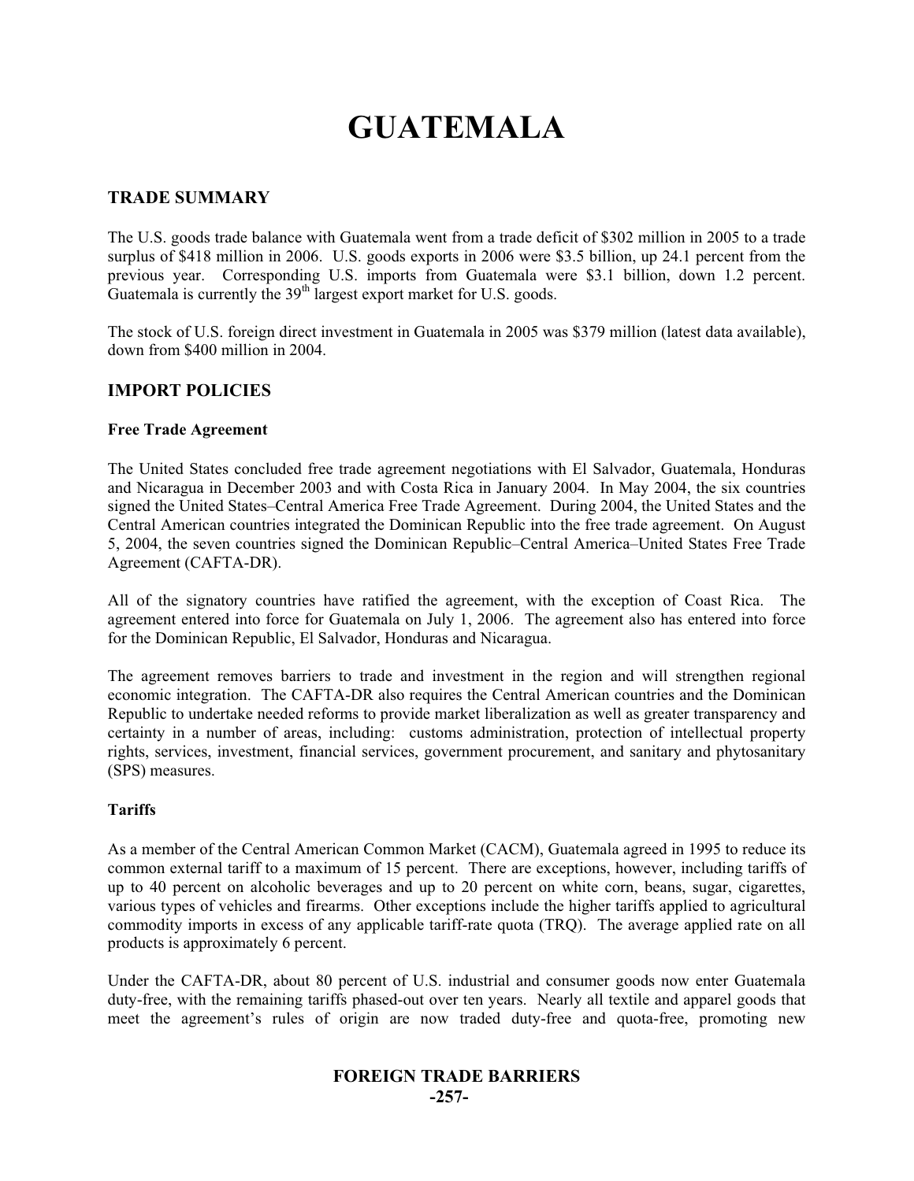# GUATEMALA

## TRADE SUMMARY

The U.S. goods trade balance with Guatemala went from a trade deficit of $302 million in 2005 to a trade surplus of $418 million in 2006. U.S. goods exports in 2006 were $3.5 billion, up 24.1 percent from the previous year. Corresponding U.S. imports from Guatemala were $3.1 billion, down 1.2 percent. Guatemala is currently the 39th largest export market for U.S. goods.

The stock of U.S. foreign direct investment in Guatemala in 2005 was $379 million (latest data available), down from $400 million in 2004.

## IMPORT POLICIES

### Free Trade Agreement

The United States concluded free trade agreement negotiations with El Salvador, Guatemala, Honduras and Nicaragua in December 2003 and with Costa Rica in January 2004. In May 2004, the six countries signed the United States–Central America Free Trade Agreement. During 2004, the United States and the Central American countries integrated the Dominican Republic into the free trade agreement. On August 5, 2004, the seven countries signed the Dominican Republic–Central America–United States Free Trade Agreement (CAFTA-DR).

All of the signatory countries have ratified the agreement, with the exception of Coast Rica. The agreement entered into force for Guatemala on July 1, 2006. The agreement also has entered into force for the Dominican Republic, El Salvador, Honduras and Nicaragua.

The agreement removes barriers to trade and investment in the region and will strengthen regional economic integration. The CAFTA-DR also requires the Central American countries and the Dominican Republic to undertake needed reforms to provide market liberalization as well as greater transparency and certainty in a number of areas, including: customs administration, protection of intellectual property rights, services, investment, financial services, government procurement, and sanitary and phytosanitary (SPS) measures.

### Tariffs

As a member of the Central American Common Market (CACM), Guatemala agreed in 1995 to reduce its common external tariff to a maximum of 15 percent. There are exceptions, however, including tariffs of up to 40 percent on alcoholic beverages and up to 20 percent on white corn, beans, sugar, cigarettes, various types of vehicles and firearms. Other exceptions include the higher tariffs applied to agricultural commodity imports in excess of any applicable tariff-rate quota (TRQ). The average applied rate on all products is approximately 6 percent.

Under the CAFTA-DR, about 80 percent of U.S. industrial and consumer goods now enter Guatemala duty-free, with the remaining tariffs phased-out over ten years. Nearly all textile and apparel goods that meet the agreement's rules of origin are now traded duty-free and quota-free, promoting new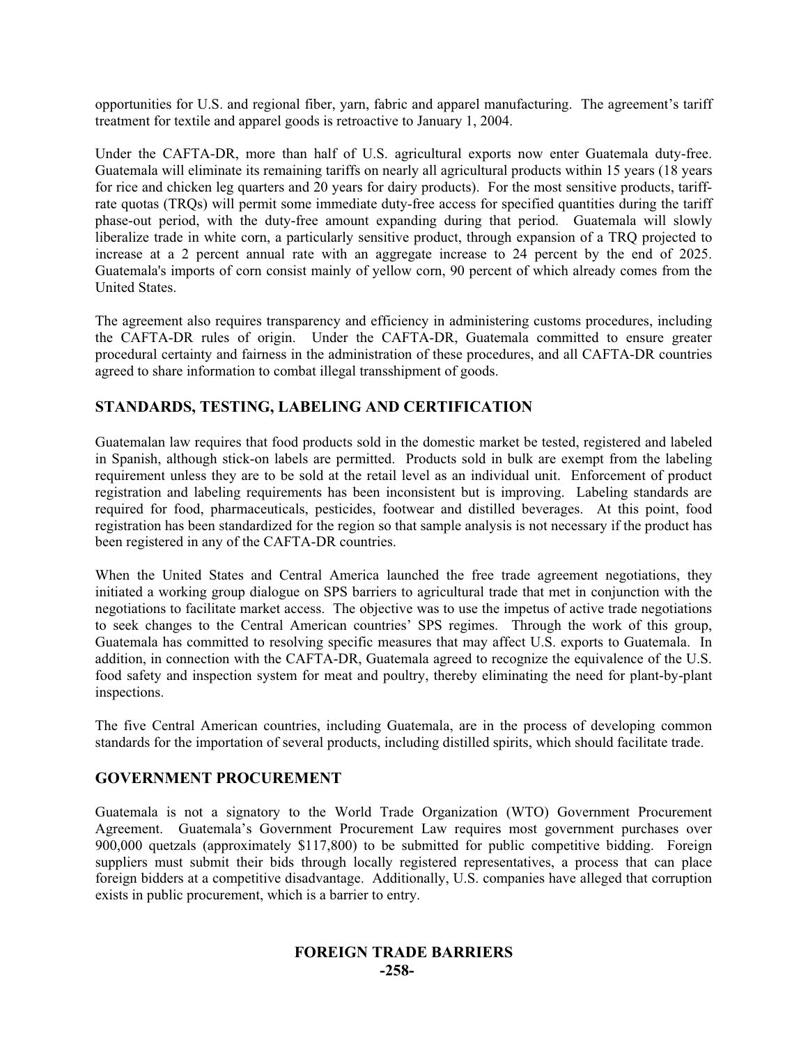opportunities for U.S. and regional fiber, yarn, fabric and apparel manufacturing. The agreement's tariff treatment for textile and apparel goods is retroactive to January 1, 2004.

Under the CAFTA-DR, more than half of U.S. agricultural exports now enter Guatemala duty-free. Guatemala will eliminate its remaining tariffs on nearly all agricultural products within 15 years (18 years for rice and chicken leg quarters and 20 years for dairy products). For the most sensitive products, tariff-rate quotas (TRQs) will permit some immediate duty-free access for specified quantities during the tariff phase-out period, with the duty-free amount expanding during that period. Guatemala will slowly liberalize trade in white corn, a particularly sensitive product, through expansion of a TRQ projected to increase at a 2 percent annual rate with an aggregate increase to 24 percent by the end of 2025. Guatemala's imports of corn consist mainly of yellow corn, 90 percent of which already comes from the United States.

The agreement also requires transparency and efficiency in administering customs procedures, including the CAFTA-DR rules of origin. Under the CAFTA-DR, Guatemala committed to ensure greater procedural certainty and fairness in the administration of these procedures, and all CAFTA-DR countries agreed to share information to combat illegal transshipment of goods.

## STANDARDS, TESTING, LABELING AND CERTIFICATION

Guatemalan law requires that food products sold in the domestic market be tested, registered and labeled in Spanish, although stick-on labels are permitted. Products sold in bulk are exempt from the labeling requirement unless they are to be sold at the retail level as an individual unit. Enforcement of product registration and labeling requirements has been inconsistent but is improving. Labeling standards are required for food, pharmaceuticals, pesticides, footwear and distilled beverages. At this point, food registration has been standardized for the region so that sample analysis is not necessary if the product has been registered in any of the CAFTA-DR countries.

When the United States and Central America launched the free trade agreement negotiations, they initiated a working group dialogue on SPS barriers to agricultural trade that met in conjunction with the negotiations to facilitate market access. The objective was to use the impetus of active trade negotiations to seek changes to the Central American countries' SPS regimes. Through the work of this group, Guatemala has committed to resolving specific measures that may affect U.S. exports to Guatemala. In addition, in connection with the CAFTA-DR, Guatemala agreed to recognize the equivalence of the U.S. food safety and inspection system for meat and poultry, thereby eliminating the need for plant-by-plant inspections.

The five Central American countries, including Guatemala, are in the process of developing common standards for the importation of several products, including distilled spirits, which should facilitate trade.

## GOVERNMENT PROCUREMENT

Guatemala is not a signatory to the World Trade Organization (WTO) Government Procurement Agreement. Guatemala's Government Procurement Law requires most government purchases over 900,000 quetzals (approximately $117,800) to be submitted for public competitive bidding. Foreign suppliers must submit their bids through locally registered representatives, a process that can place foreign bidders at a competitive disadvantage. Additionally, U.S. companies have alleged that corruption exists in public procurement, which is a barrier to entry.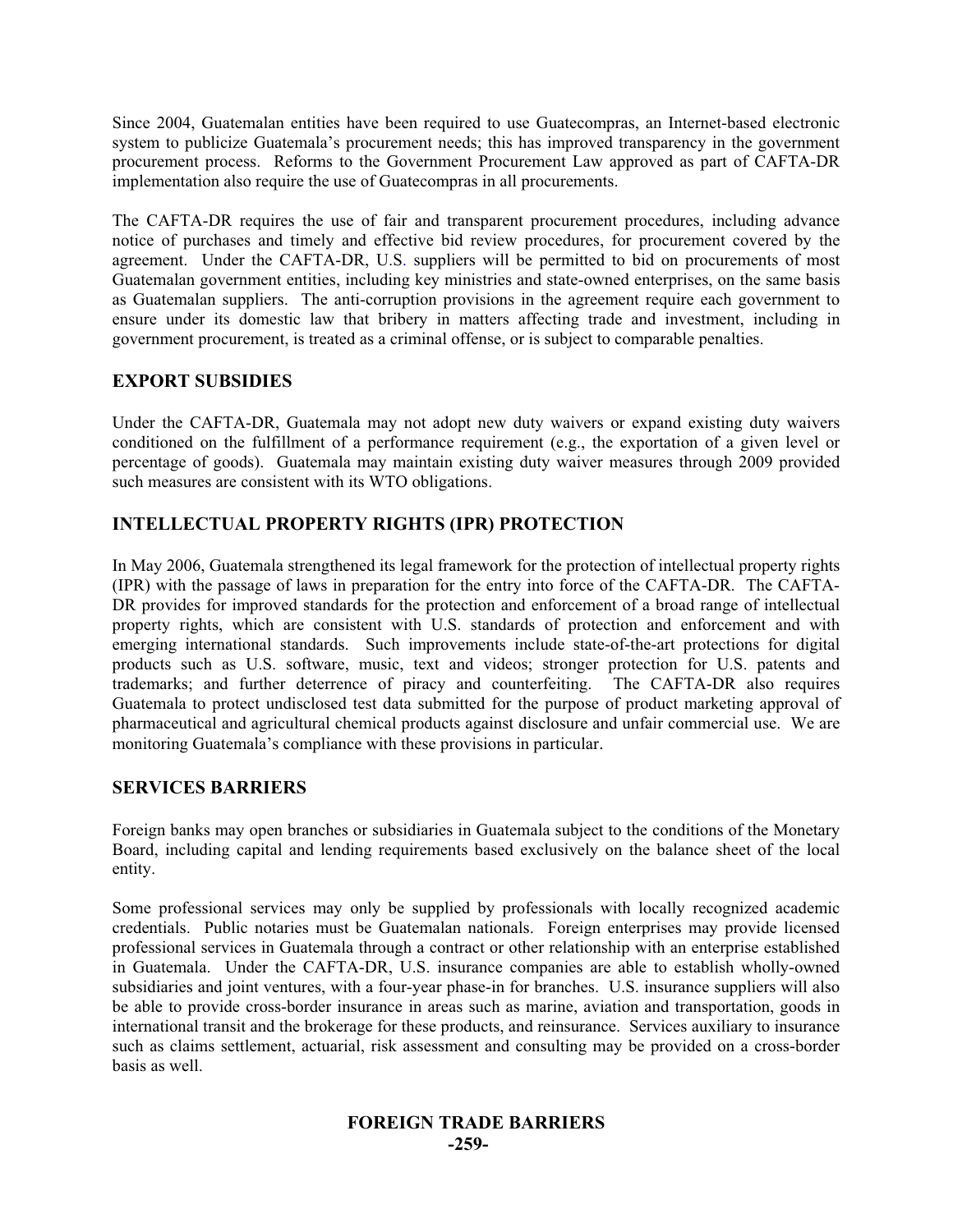Since 2004, Guatemalan entities have been required to use Guatecompras, an Internet-based electronic system to publicize Guatemala's procurement needs; this has improved transparency in the government procurement process. Reforms to the Government Procurement Law approved as part of CAFTA-DR implementation also require the use of Guatecompras in all procurements.

The CAFTA-DR requires the use of fair and transparent procurement procedures, including advance notice of purchases and timely and effective bid review procedures, for procurement covered by the agreement. Under the CAFTA-DR, U.S. suppliers will be permitted to bid on procurements of most Guatemalan government entities, including key ministries and state-owned enterprises, on the same basis as Guatemalan suppliers. The anti-corruption provisions in the agreement require each government to ensure under its domestic law that bribery in matters affecting trade and investment, including in government procurement, is treated as a criminal offense, or is subject to comparable penalties.

## EXPORT SUBSIDIES

Under the CAFTA-DR, Guatemala may not adopt new duty waivers or expand existing duty waivers conditioned on the fulfillment of a performance requirement (e.g., the exportation of a given level or percentage of goods). Guatemala may maintain existing duty waiver measures through 2009 provided such measures are consistent with its WTO obligations.

## INTELLECTUAL PROPERTY RIGHTS (IPR) PROTECTION

In May 2006, Guatemala strengthened its legal framework for the protection of intellectual property rights (IPR) with the passage of laws in preparation for the entry into force of the CAFTA-DR. The CAFTA-DR provides for improved standards for the protection and enforcement of a broad range of intellectual property rights, which are consistent with U.S. standards of protection and enforcement and with emerging international standards. Such improvements include state-of-the-art protections for digital products such as U.S. software, music, text and videos; stronger protection for U.S. patents and trademarks; and further deterrence of piracy and counterfeiting. The CAFTA-DR also requires Guatemala to protect undisclosed test data submitted for the purpose of product marketing approval of pharmaceutical and agricultural chemical products against disclosure and unfair commercial use. We are monitoring Guatemala's compliance with these provisions in particular.

## SERVICES BARRIERS

Foreign banks may open branches or subsidiaries in Guatemala subject to the conditions of the Monetary Board, including capital and lending requirements based exclusively on the balance sheet of the local entity.

Some professional services may only be supplied by professionals with locally recognized academic credentials. Public notaries must be Guatemalan nationals. Foreign enterprises may provide licensed professional services in Guatemala through a contract or other relationship with an enterprise established in Guatemala. Under the CAFTA-DR, U.S. insurance companies are able to establish wholly-owned subsidiaries and joint ventures, with a four-year phase-in for branches. U.S. insurance suppliers will also be able to provide cross-border insurance in areas such as marine, aviation and transportation, goods in international transit and the brokerage for these products, and reinsurance. Services auxiliary to insurance such as claims settlement, actuarial, risk assessment and consulting may be provided on a cross-border basis as well.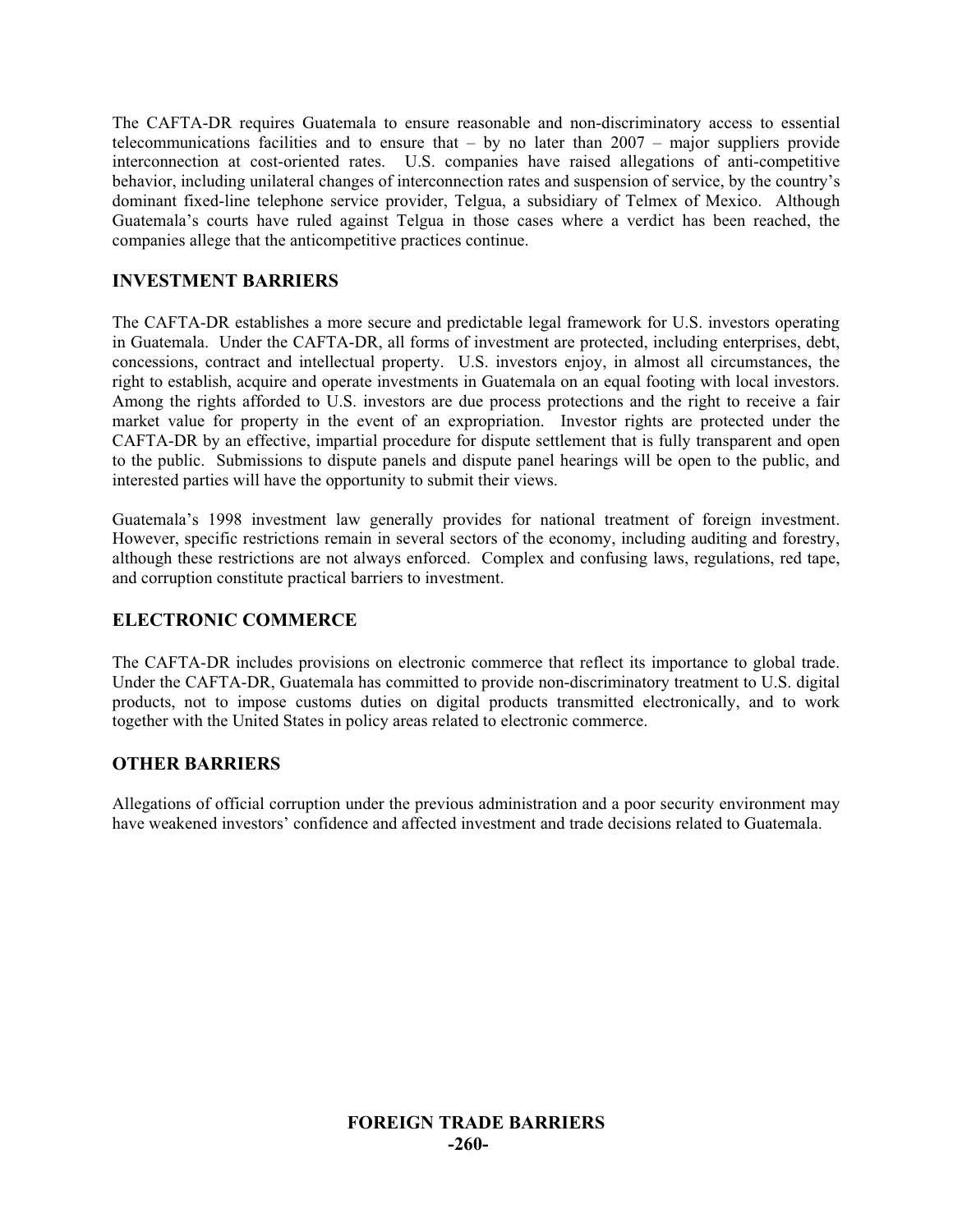The CAFTA-DR requires Guatemala to ensure reasonable and non-discriminatory access to essential telecommunications facilities and to ensure that – by no later than 2007 – major suppliers provide interconnection at cost-oriented rates. U.S. companies have raised allegations of anti-competitive behavior, including unilateral changes of interconnection rates and suspension of service, by the country's dominant fixed-line telephone service provider, Telgua, a subsidiary of Telmex of Mexico. Although Guatemala's courts have ruled against Telgua in those cases where a verdict has been reached, the companies allege that the anticompetitive practices continue.

## INVESTMENT BARRIERS

The CAFTA-DR establishes a more secure and predictable legal framework for U.S. investors operating in Guatemala. Under the CAFTA-DR, all forms of investment are protected, including enterprises, debt, concessions, contract and intellectual property. U.S. investors enjoy, in almost all circumstances, the right to establish, acquire and operate investments in Guatemala on an equal footing with local investors. Among the rights afforded to U.S. investors are due process protections and the right to receive a fair market value for property in the event of an expropriation. Investor rights are protected under the CAFTA-DR by an effective, impartial procedure for dispute settlement that is fully transparent and open to the public. Submissions to dispute panels and dispute panel hearings will be open to the public, and interested parties will have the opportunity to submit their views.

Guatemala's 1998 investment law generally provides for national treatment of foreign investment. However, specific restrictions remain in several sectors of the economy, including auditing and forestry, although these restrictions are not always enforced. Complex and confusing laws, regulations, red tape, and corruption constitute practical barriers to investment.

## ELECTRONIC COMMERCE

The CAFTA-DR includes provisions on electronic commerce that reflect its importance to global trade. Under the CAFTA-DR, Guatemala has committed to provide non-discriminatory treatment to U.S. digital products, not to impose customs duties on digital products transmitted electronically, and to work together with the United States in policy areas related to electronic commerce.

## OTHER BARRIERS

Allegations of official corruption under the previous administration and a poor security environment may have weakened investors' confidence and affected investment and trade decisions related to Guatemala.